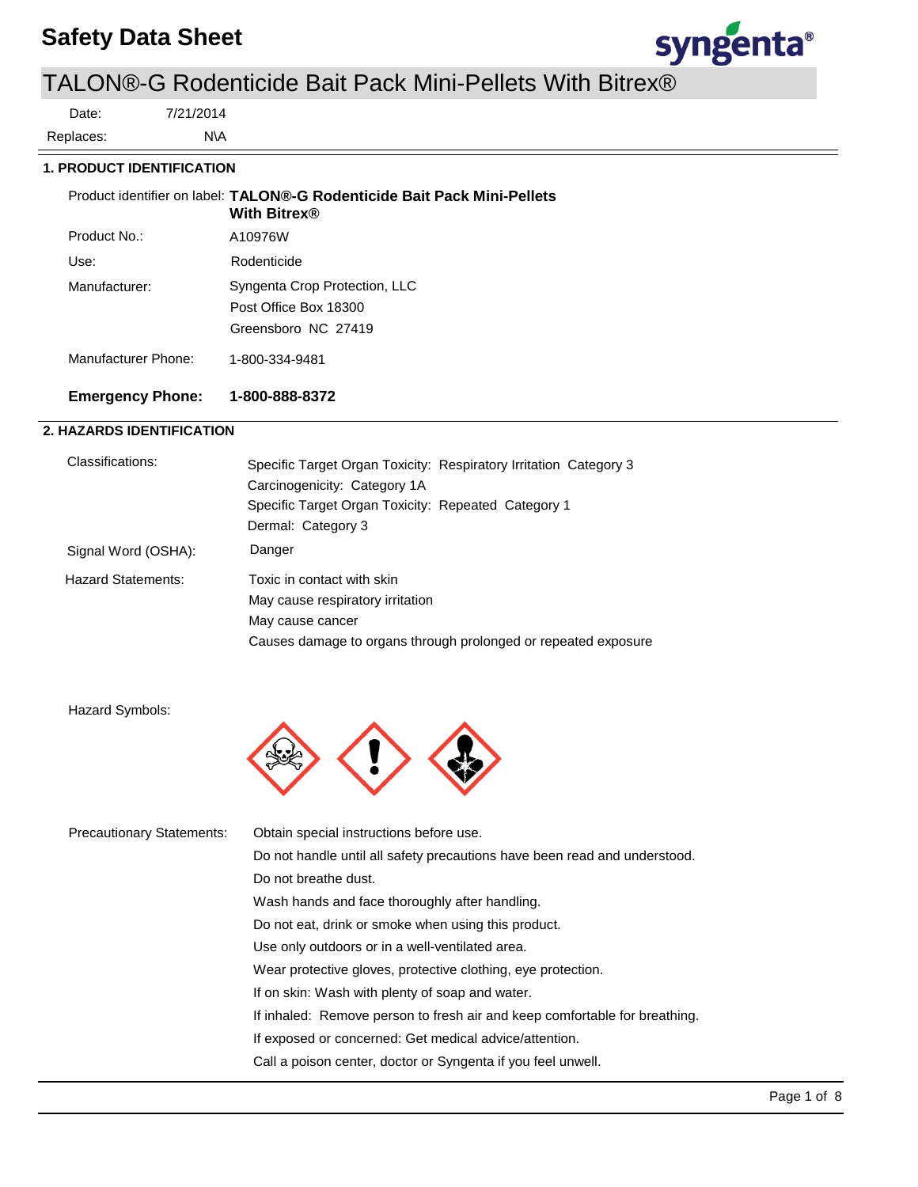# Safety Data Sheet

## TALON®-G Rodenticide Bait Pack Mini-Pellets With Bitrex®

Date: 7/21/2014

Replaces: N\A

### 1. PRODUCT IDENTIFICATION

| | |
|---|---|
| Product identifier on label: | **TALON®-G Rodenticide Bait Pack Mini-Pellets With Bitrex®** |
| Product No.: | A10976W |
| Use: | Rodenticide |
| Manufacturer: | Syngenta Crop Protection, LLC<br>Post Office Box 18300<br>Greensboro NC 27419 |
| Manufacturer Phone: | 1-800-334-9481 |
| **Emergency Phone:** | **1-800-888-8372** |

### 2. HAZARDS IDENTIFICATION

Classifications:
- Specific Target Organ Toxicity: Respiratory Irritation Category 3
- Carcinogenicity: Category 1A
- Specific Target Organ Toxicity: Repeated Category 1
- Dermal: Category 3

Signal Word (OSHA): Danger

Hazard Statements:
- Toxic in contact with skin
- May cause respiratory irritation
- May cause cancer
- Causes damage to organs through prolonged or repeated exposure

Hazard Symbols:

Precautionary Statements:
- Obtain special instructions before use.
- Do not handle until all safety precautions have been read and understood.
- Do not breathe dust.
- Wash hands and face thoroughly after handling.
- Do not eat, drink or smoke when using this product.
- Use only outdoors or in a well-ventilated area.
- Wear protective gloves, protective clothing, eye protection.
- If on skin: Wash with plenty of soap and water.
- If inhaled: Remove person to fresh air and keep comfortable for breathing.
- If exposed or concerned: Get medical advice/attention.
- Call a poison center, doctor or Syngenta if you feel unwell.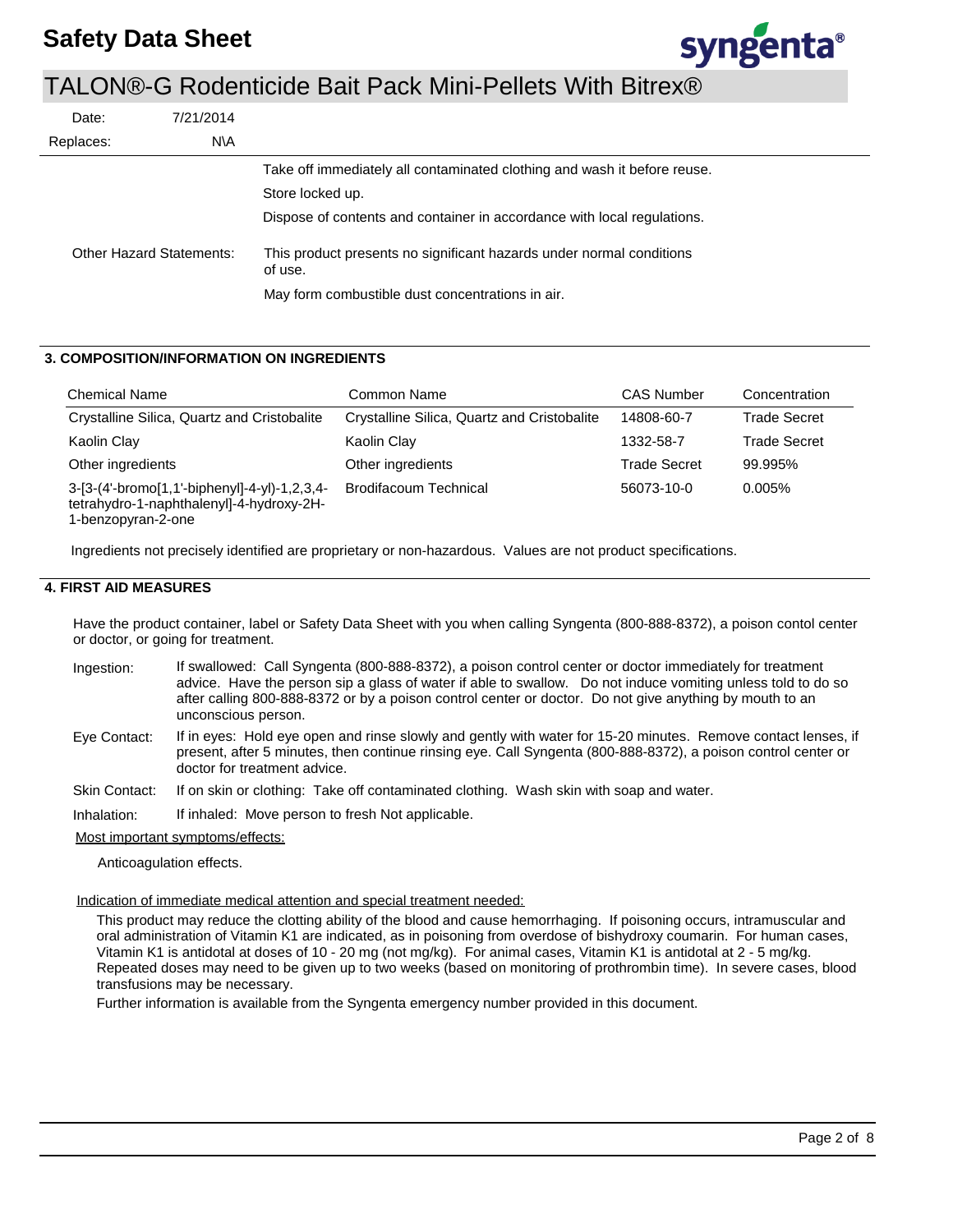Take off immediately all contaminated clothing and wash it before reuse.

Store locked up.

Dispose of contents and container in accordance with local regulations.

Other Hazard Statements: This product presents no significant hazards under normal conditions of use.

May form combustible dust concentrations in air.

## 3. COMPOSITION/INFORMATION ON INGREDIENTS

| Chemical Name | Common Name | CAS Number | Concentration |
|---|---|---|---|
| Crystalline Silica, Quartz and Cristobalite | Crystalline Silica, Quartz and Cristobalite | 14808-60-7 | Trade Secret |
| Kaolin Clay | Kaolin Clay | 1332-58-7 | Trade Secret |
| Other ingredients | Other ingredients | Trade Secret | 99.995% |
| 3-[3-(4'-bromo[1,1'-biphenyl]-4-yl)-1,2,3,4-tetrahydro-1-naphthalenyl]-4-hydroxy-2H-1-benzopyran-2-one | Brodifacoum Technical | 56073-10-0 | 0.005% |

Ingredients not precisely identified are proprietary or non-hazardous. Values are not product specifications.

## 4. FIRST AID MEASURES

Have the product container, label or Safety Data Sheet with you when calling Syngenta (800-888-8372), a poison contol center or doctor, or going for treatment.

**Ingestion:** If swallowed: Call Syngenta (800-888-8372), a poison control center or doctor immediately for treatment advice. Have the person sip a glass of water if able to swallow. Do not induce vomiting unless told to do so after calling 800-888-8372 or by a poison control center or doctor. Do not give anything by mouth to an unconscious person.

**Eye Contact:** If in eyes: Hold eye open and rinse slowly and gently with water for 15-20 minutes. Remove contact lenses, if present, after 5 minutes, then continue rinsing eye. Call Syngenta (800-888-8372), a poison control center or doctor for treatment advice.

**Skin Contact:** If on skin or clothing: Take off contaminated clothing. Wash skin with soap and water.

**Inhalation:** If inhaled: Move person to fresh Not applicable.

Most important symptoms/effects:

Anticoagulation effects.

Indication of immediate medical attention and special treatment needed:

This product may reduce the clotting ability of the blood and cause hemorrhaging. If poisoning occurs, intramuscular and oral administration of Vitamin K1 are indicated, as in poisoning from overdose of bishydroxy coumarin. For human cases, Vitamin K1 is antidotal at doses of 10 - 20 mg (not mg/kg). For animal cases, Vitamin K1 is antidotal at 2 - 5 mg/kg. Repeated doses may need to be given up to two weeks (based on monitoring of prothrombin time). In severe cases, blood transfusions may be necessary.

Further information is available from the Syngenta emergency number provided in this document.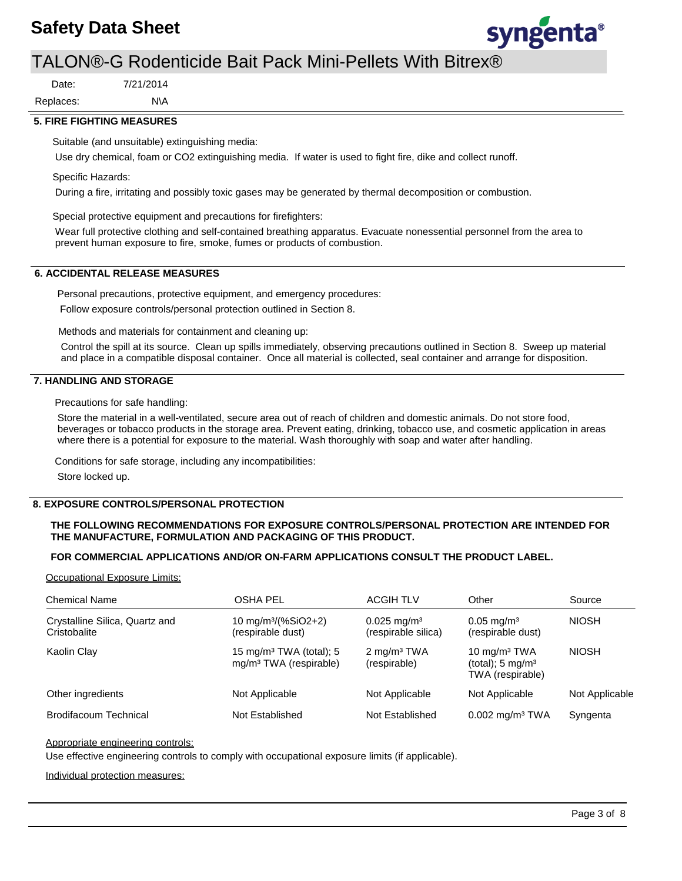## 5. FIRE FIGHTING MEASURES

Suitable (and unsuitable) extinguishing media:

Use dry chemical, foam or CO2 extinguishing media. If water is used to fight fire, dike and collect runoff.

Specific Hazards:

During a fire, irritating and possibly toxic gases may be generated by thermal decomposition or combustion.

Special protective equipment and precautions for firefighters:

Wear full protective clothing and self-contained breathing apparatus. Evacuate nonessential personnel from the area to prevent human exposure to fire, smoke, fumes or products of combustion.

## 6. ACCIDENTAL RELEASE MEASURES

Personal precautions, protective equipment, and emergency procedures:

Follow exposure controls/personal protection outlined in Section 8.

Methods and materials for containment and cleaning up:

Control the spill at its source. Clean up spills immediately, observing precautions outlined in Section 8. Sweep up material and place in a compatible disposal container. Once all material is collected, seal container and arrange for disposition.

## 7. HANDLING AND STORAGE

Precautions for safe handling:

Store the material in a well-ventilated, secure area out of reach of children and domestic animals. Do not store food, beverages or tobacco products in the storage area. Prevent eating, drinking, tobacco use, and cosmetic application in areas where there is a potential for exposure to the material. Wash thoroughly with soap and water after handling.

Conditions for safe storage, including any incompatibilities:

Store locked up.

## 8. EXPOSURE CONTROLS/PERSONAL PROTECTION

**THE FOLLOWING RECOMMENDATIONS FOR EXPOSURE CONTROLS/PERSONAL PROTECTION ARE INTENDED FOR THE MANUFACTURE, FORMULATION AND PACKAGING OF THIS PRODUCT.**

**FOR COMMERCIAL APPLICATIONS AND/OR ON-FARM APPLICATIONS CONSULT THE PRODUCT LABEL.**

Occupational Exposure Limits:

| Chemical Name | OSHA PEL | ACGIH TLV | Other | Source |
|---|---|---|---|---|
| Crystalline Silica, Quartz and Cristobalite | 10 mg/m³/(%SiO2+2) (respirable dust) | 0.025 mg/m³ (respirable silica) | 0.05 mg/m³ (respirable dust) | NIOSH |
| Kaolin Clay | 15 mg/m³ TWA (total); 5 mg/m³ TWA (respirable) | 2 mg/m³ TWA (respirable) | 10 mg/m³ TWA (total); 5 mg/m³ TWA (respirable) | NIOSH |
| Other ingredients | Not Applicable | Not Applicable | Not Applicable | Not Applicable |
| Brodifacoum Technical | Not Established | Not Established | 0.002 mg/m³ TWA | Syngenta |

Appropriate engineering controls:

Use effective engineering controls to comply with occupational exposure limits (if applicable).

Individual protection measures: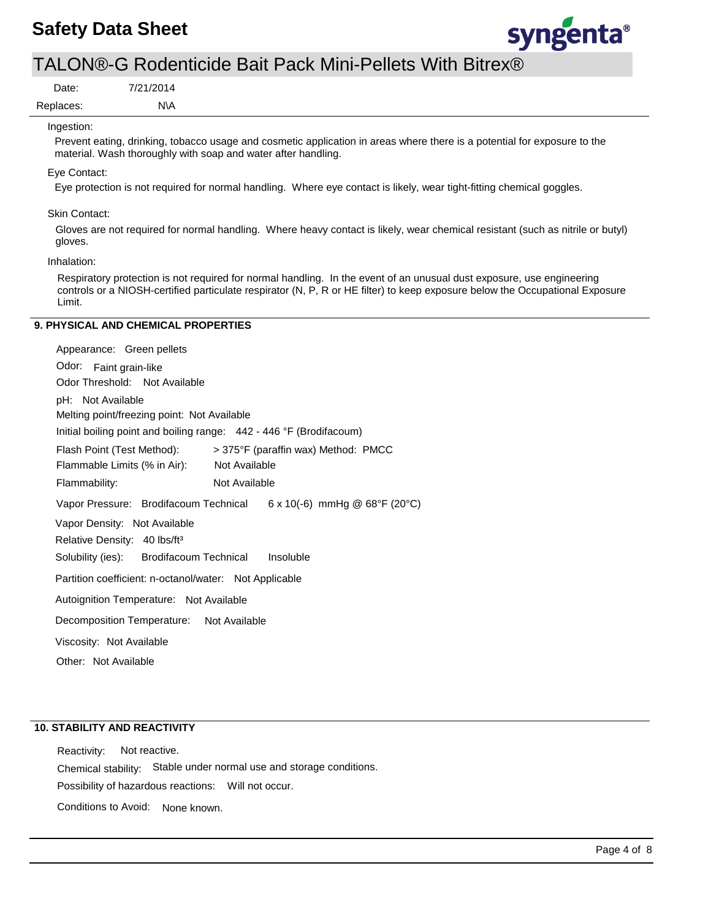Ingestion:

Prevent eating, drinking, tobacco usage and cosmetic application in areas where there is a potential for exposure to the material. Wash thoroughly with soap and water after handling.

Eye Contact:

Eye protection is not required for normal handling. Where eye contact is likely, wear tight-fitting chemical goggles.

Skin Contact:

Gloves are not required for normal handling. Where heavy contact is likely, wear chemical resistant (such as nitrile or butyl) gloves.

Inhalation:

Respiratory protection is not required for normal handling. In the event of an unusual dust exposure, use engineering controls or a NIOSH-certified particulate respirator (N, P, R or HE filter) to keep exposure below the Occupational Exposure Limit.

## 9. PHYSICAL AND CHEMICAL PROPERTIES

Appearance: Green pellets

Odor: Faint grain-like

Odor Threshold: Not Available

pH: Not Available

Melting point/freezing point: Not Available

Initial boiling point and boiling range: 442 - 446 °F (Brodifacoum)

Flash Point (Test Method): > 375°F (paraffin wax) Method: PMCC

Flammable Limits (% in Air): Not Available

Flammability: Not Available

Vapor Pressure: Brodifacoum Technical $6 \times 10^{-6}$ mmHg @ 68°F (20°C)

Vapor Density: Not Available

Relative Density: 40 lbs/ft³

Solubility (ies): Brodifacoum Technical Insoluble

Partition coefficient: n-octanol/water: Not Applicable

Autoignition Temperature: Not Available

Decomposition Temperature: Not Available

Viscosity: Not Available

Other: Not Available

## 10. STABILITY AND REACTIVITY

Reactivity: Not reactive.

Chemical stability: Stable under normal use and storage conditions.

Possibility of hazardous reactions: Will not occur.

Conditions to Avoid: None known.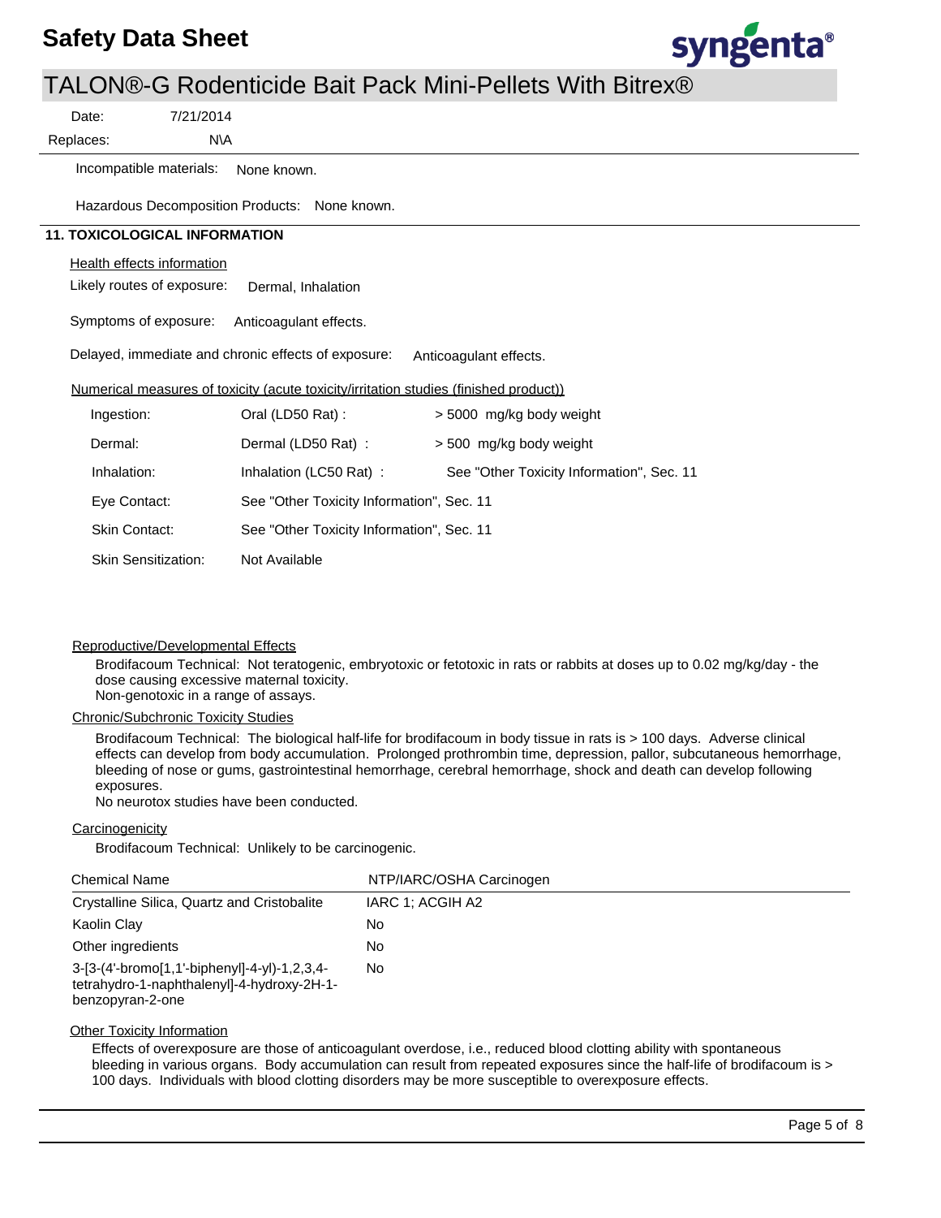Incompatible materials: None known.

Hazardous Decomposition Products: None known.

## 11. TOXICOLOGICAL INFORMATION

Health effects information

Likely routes of exposure: Dermal, Inhalation

Symptoms of exposure: Anticoagulant effects.

Delayed, immediate and chronic effects of exposure: Anticoagulant effects.

Numerical measures of toxicity (acute toxicity/irritation studies (finished product))

| | | |
|---|---|---|
| Ingestion: | Oral (LD50 Rat) : | > 5000 mg/kg body weight |
| Dermal: | Dermal (LD50 Rat) : | > 500 mg/kg body weight |
| Inhalation: | Inhalation (LC50 Rat) : | See "Other Toxicity Information", Sec. 11 |
| Eye Contact: | See "Other Toxicity Information", Sec. 11 | |
| Skin Contact: | See "Other Toxicity Information", Sec. 11 | |
| Skin Sensitization: | Not Available | |

Reproductive/Developmental Effects

Brodifacoum Technical: Not teratogenic, embryotoxic or fetotoxic in rats or rabbits at doses up to 0.02 mg/kg/day - the dose causing excessive maternal toxicity.
Non-genotoxic in a range of assays.

Chronic/Subchronic Toxicity Studies

Brodifacoum Technical: The biological half-life for brodifacoum in body tissue in rats is > 100 days. Adverse clinical effects can develop from body accumulation. Prolonged prothrombin time, depression, pallor, subcutaneous hemorrhage, bleeding of nose or gums, gastrointestinal hemorrhage, cerebral hemorrhage, shock and death can develop following exposures.
No neurotox studies have been conducted.

Carcinogenicity

Brodifacoum Technical: Unlikely to be carcinogenic.

| Chemical Name | NTP/IARC/OSHA Carcinogen |
|---|---|
| Crystalline Silica, Quartz and Cristobalite | IARC 1; ACGIH A2 |
| Kaolin Clay | No |
| Other ingredients | No |
| 3-[3-(4'-bromo[1,1'-biphenyl]-4-yl)-1,2,3,4-tetrahydro-1-naphthalenyl]-4-hydroxy-2H-1-benzopyran-2-one | No |

Other Toxicity Information

Effects of overexposure are those of anticoagulant overdose, i.e., reduced blood clotting ability with spontaneous bleeding in various organs. Body accumulation can result from repeated exposures since the half-life of brodifacoum is > 100 days. Individuals with blood clotting disorders may be more susceptible to overexposure effects.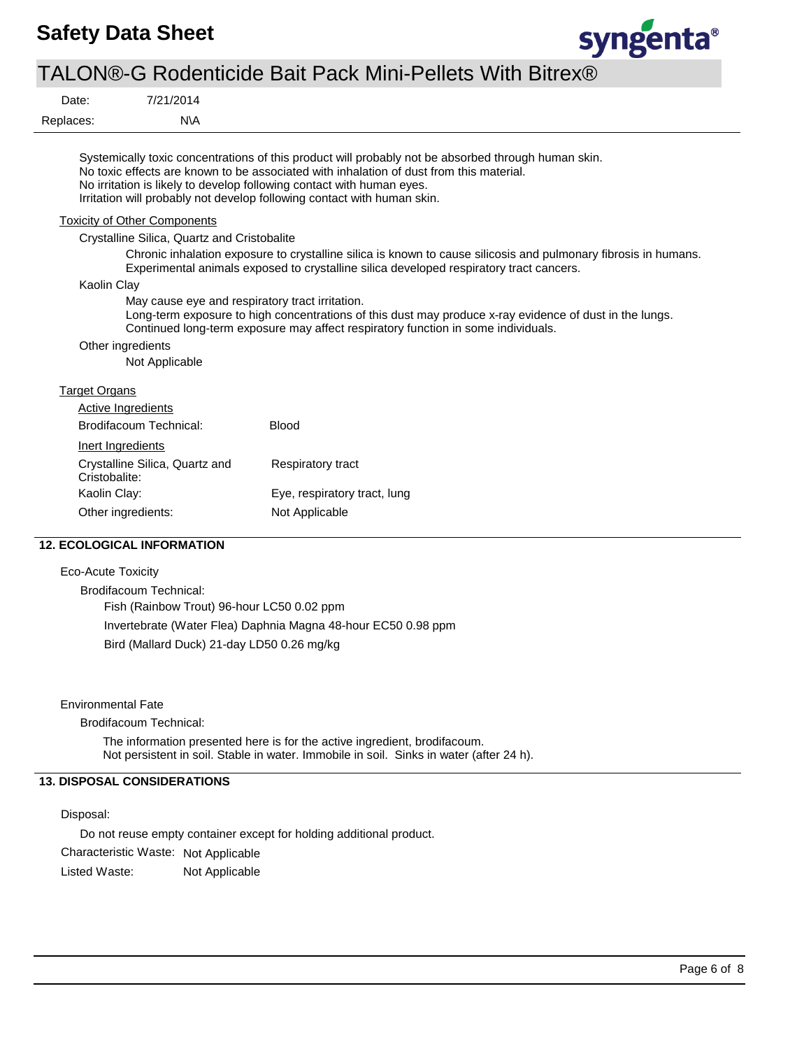Systemically toxic concentrations of this product will probably not be absorbed through human skin.
No toxic effects are known to be associated with inhalation of dust from this material.
No irritation is likely to develop following contact with human eyes.
Irritation will probably not develop following contact with human skin.

Toxicity of Other Components

Crystalline Silica, Quartz and Cristobalite

Chronic inhalation exposure to crystalline silica is known to cause silicosis and pulmonary fibrosis in humans.
Experimental animals exposed to crystalline silica developed respiratory tract cancers.

Kaolin Clay

May cause eye and respiratory tract irritation.
Long-term exposure to high concentrations of this dust may produce x-ray evidence of dust in the lungs.
Continued long-term exposure may affect respiratory function in some individuals.

Other ingredients

Not Applicable

Target Organs

Active Ingredients

| | |
|---|---|
| Brodifacoum Technical: | Blood |

Inert Ingredients

| | |
|---|---|
| Crystalline Silica, Quartz and Cristobalite: | Respiratory tract |
| Kaolin Clay: | Eye, respiratory tract, lung |
| Other ingredients: | Not Applicable |

## 12. ECOLOGICAL INFORMATION

Eco-Acute Toxicity

Brodifacoum Technical:

Fish (Rainbow Trout) 96-hour LC50 0.02 ppm

Invertebrate (Water Flea) Daphnia Magna 48-hour EC50 0.98 ppm

Bird (Mallard Duck) 21-day LD50 0.26 mg/kg

Environmental Fate

Brodifacoum Technical:

The information presented here is for the active ingredient, brodifacoum.
Not persistent in soil. Stable in water. Immobile in soil. Sinks in water (after 24 h).

## 13. DISPOSAL CONSIDERATIONS

Disposal:

Do not reuse empty container except for holding additional product.

Characteristic Waste: Not Applicable

Listed Waste: Not Applicable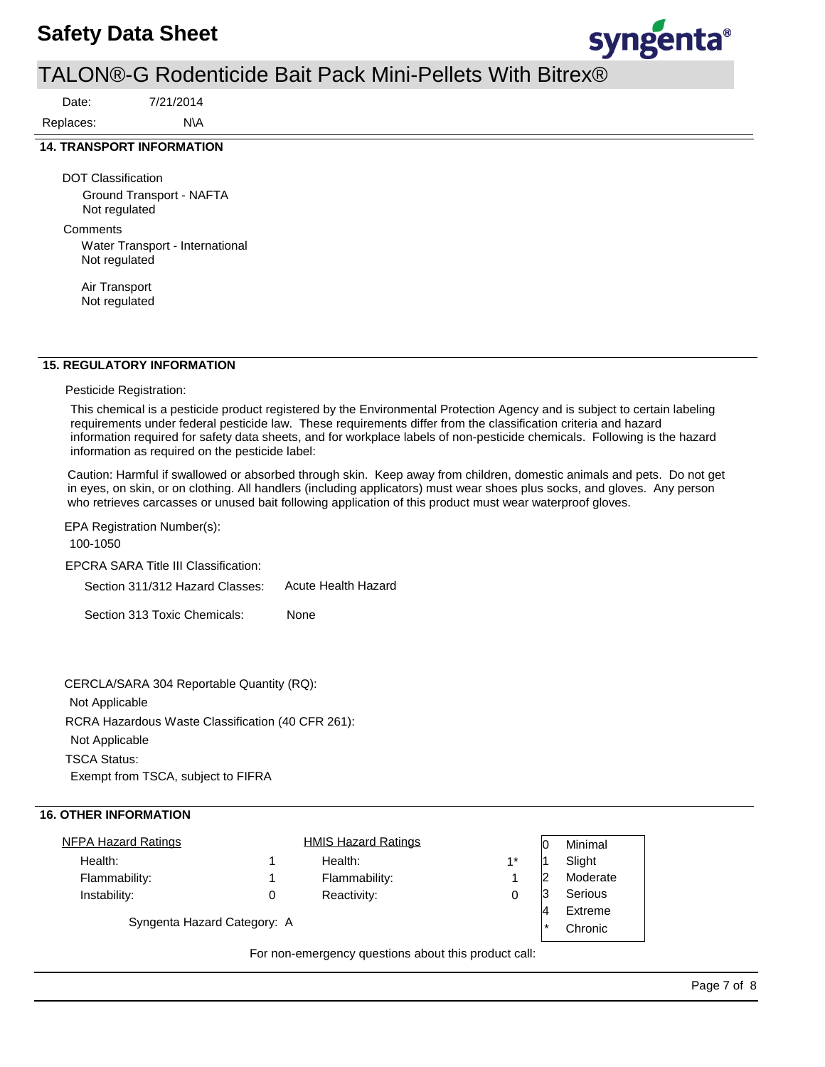## 14. TRANSPORT INFORMATION

DOT Classification

Ground Transport - NAFTA
Not regulated

Comments

Water Transport - International
Not regulated

Air Transport
Not regulated

## 15. REGULATORY INFORMATION

Pesticide Registration:

This chemical is a pesticide product registered by the Environmental Protection Agency and is subject to certain labeling requirements under federal pesticide law. These requirements differ from the classification criteria and hazard information required for safety data sheets, and for workplace labels of non-pesticide chemicals. Following is the hazard information as required on the pesticide label:

Caution: Harmful if swallowed or absorbed through skin. Keep away from children, domestic animals and pets. Do not get in eyes, on skin, or on clothing. All handlers (including applicators) must wear shoes plus socks, and gloves. Any person who retrieves carcasses or unused bait following application of this product must wear waterproof gloves.

EPA Registration Number(s):

100-1050

EPCRA SARA Title III Classification:

Section 311/312 Hazard Classes: Acute Health Hazard

Section 313 Toxic Chemicals: None

CERCLA/SARA 304 Reportable Quantity (RQ):

Not Applicable

RCRA Hazardous Waste Classification (40 CFR 261):

Not Applicable

TSCA Status:

Exempt from TSCA, subject to FIFRA

## 16. OTHER INFORMATION

| NFPA Hazard Ratings | | HMIS Hazard Ratings | |
|---|---|---|---|
| Health: | 1 | Health: | 1* |
| Flammability: | 1 | Flammability: | 1 |
| Instability: | 0 | Reactivity: | 0 |

| | |
|---|---|
| 0 | Minimal |
| 1 | Slight |
| 2 | Moderate |
| 3 | Serious |
| 4 | Extreme |
| * | Chronic |

Syngenta Hazard Category: A

For non-emergency questions about this product call: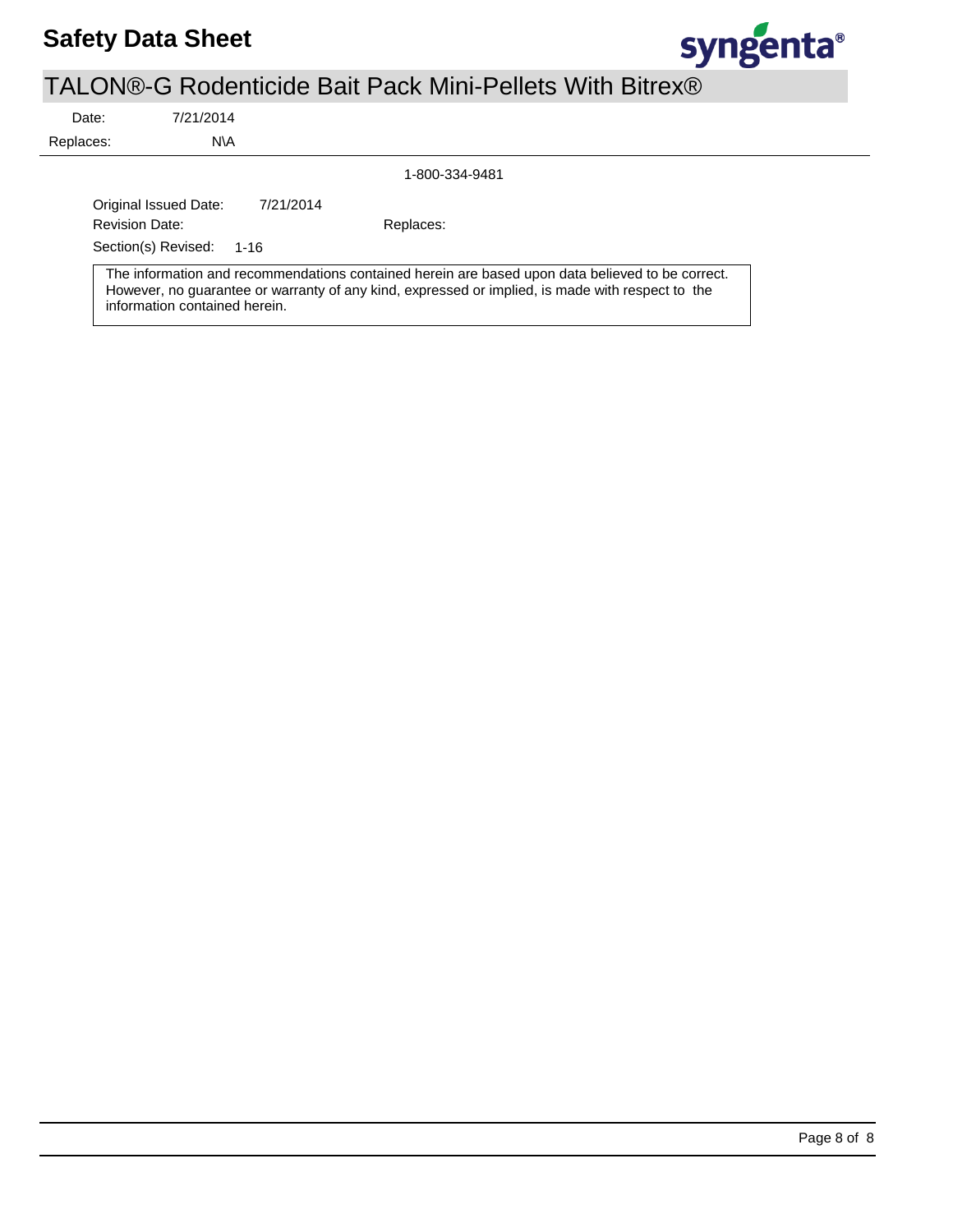1-800-334-9481

Original Issued Date: 7/21/2014

Revision Date: Replaces:

Section(s) Revised: 1-16

The information and recommendations contained herein are based upon data believed to be correct. However, no guarantee or warranty of any kind, expressed or implied, is made with respect to the information contained herein.